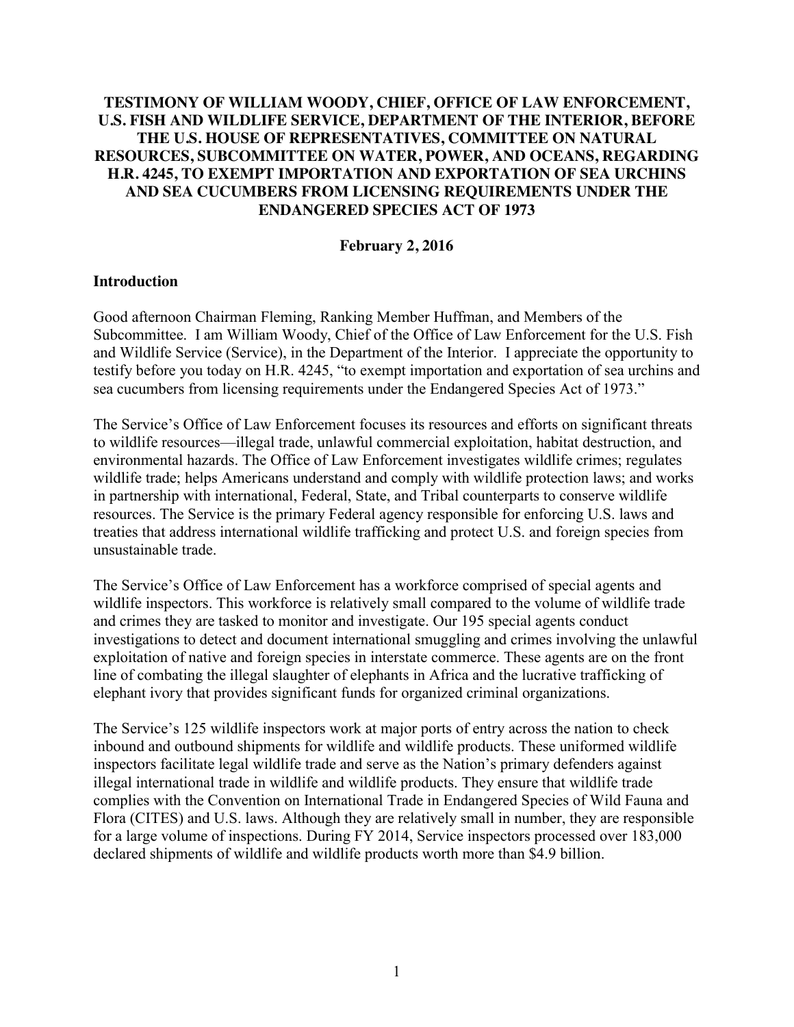# TESTIMONY OF WILLIAM WOODY, CHIEF, OFFICE OF LAW ENFORCEMENT, U.S. FISH AND WILDLIFE SERVICE, DEPARTMENT OF THE INTERIOR, BEFORE THE U.S. HOUSE OF REPRESENTATIVES, COMMITTEE ON NATURAL RESOURCES, SUBCOMMITTEE ON WATER, POWER, AND OCEANS, REGARDING H.R. 4245, TO EXEMPT IMPORTATION AND EXPORTATION OF SEA URCHINS AND SEA CUCUMBERS FROM LICENSING REQUIREMENTS UNDER THE ENDANGERED SPECIES ACT OF 1973

**February 2, 2016**

## Introduction

Good afternoon Chairman Fleming, Ranking Member Huffman, and Members of the Subcommittee. I am William Woody, Chief of the Office of Law Enforcement for the U.S. Fish and Wildlife Service (Service), in the Department of the Interior. I appreciate the opportunity to testify before you today on H.R. 4245, "to exempt importation and exportation of sea urchins and sea cucumbers from licensing requirements under the Endangered Species Act of 1973."

The Service's Office of Law Enforcement focuses its resources and efforts on significant threats to wildlife resources—illegal trade, unlawful commercial exploitation, habitat destruction, and environmental hazards. The Office of Law Enforcement investigates wildlife crimes; regulates wildlife trade; helps Americans understand and comply with wildlife protection laws; and works in partnership with international, Federal, State, and Tribal counterparts to conserve wildlife resources. The Service is the primary Federal agency responsible for enforcing U.S. laws and treaties that address international wildlife trafficking and protect U.S. and foreign species from unsustainable trade.

The Service's Office of Law Enforcement has a workforce comprised of special agents and wildlife inspectors. This workforce is relatively small compared to the volume of wildlife trade and crimes they are tasked to monitor and investigate. Our 195 special agents conduct investigations to detect and document international smuggling and crimes involving the unlawful exploitation of native and foreign species in interstate commerce. These agents are on the front line of combating the illegal slaughter of elephants in Africa and the lucrative trafficking of elephant ivory that provides significant funds for organized criminal organizations.

The Service's 125 wildlife inspectors work at major ports of entry across the nation to check inbound and outbound shipments for wildlife and wildlife products. These uniformed wildlife inspectors facilitate legal wildlife trade and serve as the Nation's primary defenders against illegal international trade in wildlife and wildlife products. They ensure that wildlife trade complies with the Convention on International Trade in Endangered Species of Wild Fauna and Flora (CITES) and U.S. laws. Although they are relatively small in number, they are responsible for a large volume of inspections. During FY 2014, Service inspectors processed over 183,000 declared shipments of wildlife and wildlife products worth more than $4.9 billion.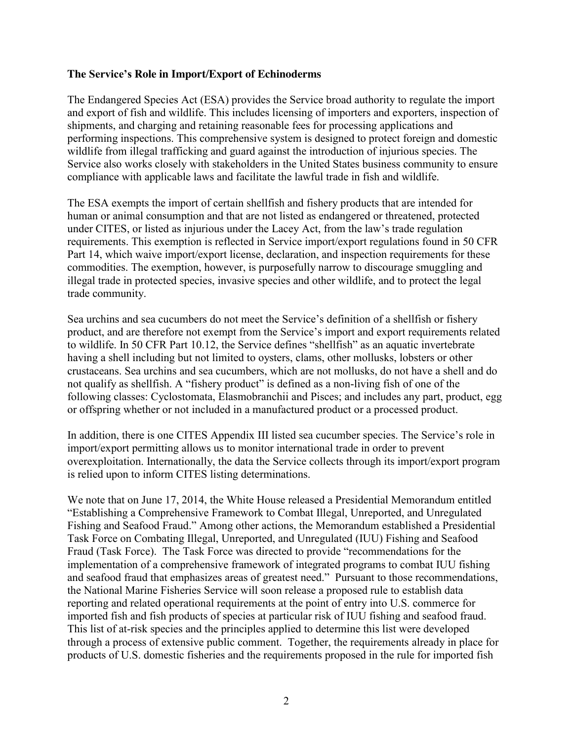**The Service's Role in Import/Export of Echinoderms**

The Endangered Species Act (ESA) provides the Service broad authority to regulate the import and export of fish and wildlife. This includes licensing of importers and exporters, inspection of shipments, and charging and retaining reasonable fees for processing applications and performing inspections. This comprehensive system is designed to protect foreign and domestic wildlife from illegal trafficking and guard against the introduction of injurious species. The Service also works closely with stakeholders in the United States business community to ensure compliance with applicable laws and facilitate the lawful trade in fish and wildlife.

The ESA exempts the import of certain shellfish and fishery products that are intended for human or animal consumption and that are not listed as endangered or threatened, protected under CITES, or listed as injurious under the Lacey Act, from the law's trade regulation requirements. This exemption is reflected in Service import/export regulations found in 50 CFR Part 14, which waive import/export license, declaration, and inspection requirements for these commodities. The exemption, however, is purposefully narrow to discourage smuggling and illegal trade in protected species, invasive species and other wildlife, and to protect the legal trade community.

Sea urchins and sea cucumbers do not meet the Service's definition of a shellfish or fishery product, and are therefore not exempt from the Service's import and export requirements related to wildlife. In 50 CFR Part 10.12, the Service defines "shellfish" as an aquatic invertebrate having a shell including but not limited to oysters, clams, other mollusks, lobsters or other crustaceans. Sea urchins and sea cucumbers, which are not mollusks, do not have a shell and do not qualify as shellfish. A "fishery product" is defined as a non-living fish of one of the following classes: Cyclostomata, Elasmobranchii and Pisces; and includes any part, product, egg or offspring whether or not included in a manufactured product or a processed product.

In addition, there is one CITES Appendix III listed sea cucumber species. The Service's role in import/export permitting allows us to monitor international trade in order to prevent overexploitation. Internationally, the data the Service collects through its import/export program is relied upon to inform CITES listing determinations.

We note that on June 17, 2014, the White House released a Presidential Memorandum entitled "Establishing a Comprehensive Framework to Combat Illegal, Unreported, and Unregulated Fishing and Seafood Fraud." Among other actions, the Memorandum established a Presidential Task Force on Combating Illegal, Unreported, and Unregulated (IUU) Fishing and Seafood Fraud (Task Force). The Task Force was directed to provide "recommendations for the implementation of a comprehensive framework of integrated programs to combat IUU fishing and seafood fraud that emphasizes areas of greatest need." Pursuant to those recommendations, the National Marine Fisheries Service will soon release a proposed rule to establish data reporting and related operational requirements at the point of entry into U.S. commerce for imported fish and fish products of species at particular risk of IUU fishing and seafood fraud. This list of at-risk species and the principles applied to determine this list were developed through a process of extensive public comment. Together, the requirements already in place for products of U.S. domestic fisheries and the requirements proposed in the rule for imported fish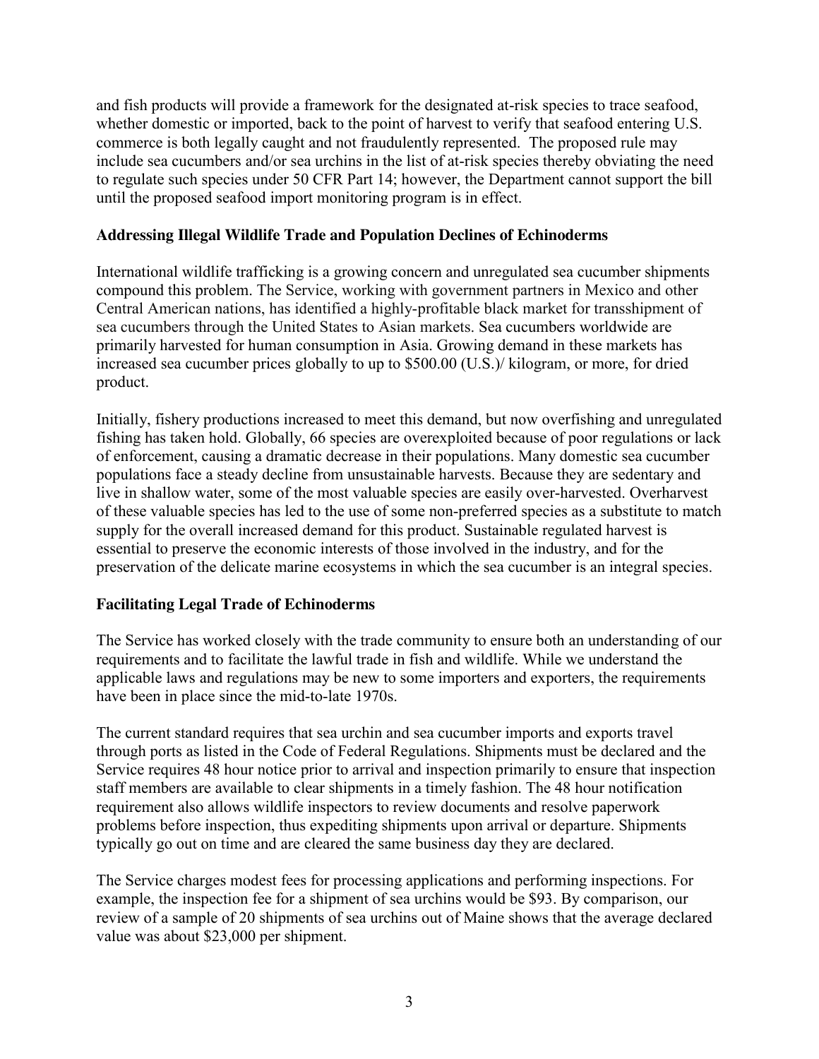and fish products will provide a framework for the designated at-risk species to trace seafood, whether domestic or imported, back to the point of harvest to verify that seafood entering U.S. commerce is both legally caught and not fraudulently represented. The proposed rule may include sea cucumbers and/or sea urchins in the list of at-risk species thereby obviating the need to regulate such species under 50 CFR Part 14; however, the Department cannot support the bill until the proposed seafood import monitoring program is in effect.

**Addressing Illegal Wildlife Trade and Population Declines of Echinoderms**

International wildlife trafficking is a growing concern and unregulated sea cucumber shipments compound this problem. The Service, working with government partners in Mexico and other Central American nations, has identified a highly-profitable black market for transshipment of sea cucumbers through the United States to Asian markets. Sea cucumbers worldwide are primarily harvested for human consumption in Asia. Growing demand in these markets has increased sea cucumber prices globally to up to $500.00 (U.S.)/ kilogram, or more, for dried product.

Initially, fishery productions increased to meet this demand, but now overfishing and unregulated fishing has taken hold. Globally, 66 species are overexploited because of poor regulations or lack of enforcement, causing a dramatic decrease in their populations. Many domestic sea cucumber populations face a steady decline from unsustainable harvests. Because they are sedentary and live in shallow water, some of the most valuable species are easily over-harvested. Overharvest of these valuable species has led to the use of some non-preferred species as a substitute to match supply for the overall increased demand for this product. Sustainable regulated harvest is essential to preserve the economic interests of those involved in the industry, and for the preservation of the delicate marine ecosystems in which the sea cucumber is an integral species.

**Facilitating Legal Trade of Echinoderms**

The Service has worked closely with the trade community to ensure both an understanding of our requirements and to facilitate the lawful trade in fish and wildlife. While we understand the applicable laws and regulations may be new to some importers and exporters, the requirements have been in place since the mid-to-late 1970s.

The current standard requires that sea urchin and sea cucumber imports and exports travel through ports as listed in the Code of Federal Regulations. Shipments must be declared and the Service requires 48 hour notice prior to arrival and inspection primarily to ensure that inspection staff members are available to clear shipments in a timely fashion. The 48 hour notification requirement also allows wildlife inspectors to review documents and resolve paperwork problems before inspection, thus expediting shipments upon arrival or departure. Shipments typically go out on time and are cleared the same business day they are declared.

The Service charges modest fees for processing applications and performing inspections. For example, the inspection fee for a shipment of sea urchins would be $93. By comparison, our review of a sample of 20 shipments of sea urchins out of Maine shows that the average declared value was about $23,000 per shipment.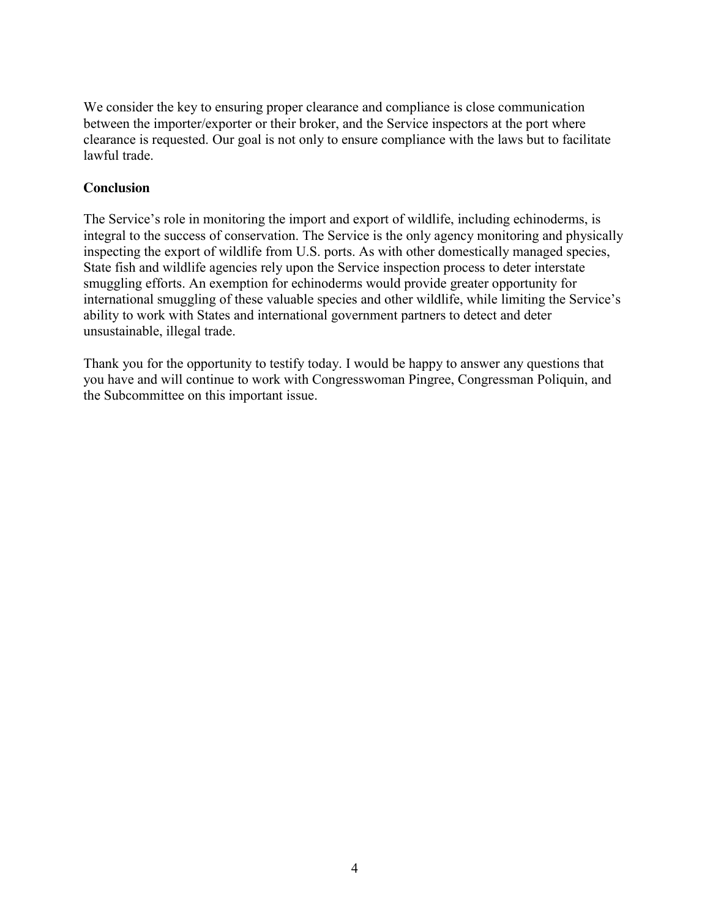We consider the key to ensuring proper clearance and compliance is close communication between the importer/exporter or their broker, and the Service inspectors at the port where clearance is requested. Our goal is not only to ensure compliance with the laws but to facilitate lawful trade.

## Conclusion

The Service's role in monitoring the import and export of wildlife, including echinoderms, is integral to the success of conservation. The Service is the only agency monitoring and physically inspecting the export of wildlife from U.S. ports. As with other domestically managed species, State fish and wildlife agencies rely upon the Service inspection process to deter interstate smuggling efforts. An exemption for echinoderms would provide greater opportunity for international smuggling of these valuable species and other wildlife, while limiting the Service's ability to work with States and international government partners to detect and deter unsustainable, illegal trade.

Thank you for the opportunity to testify today. I would be happy to answer any questions that you have and will continue to work with Congresswoman Pingree, Congressman Poliquin, and the Subcommittee on this important issue.